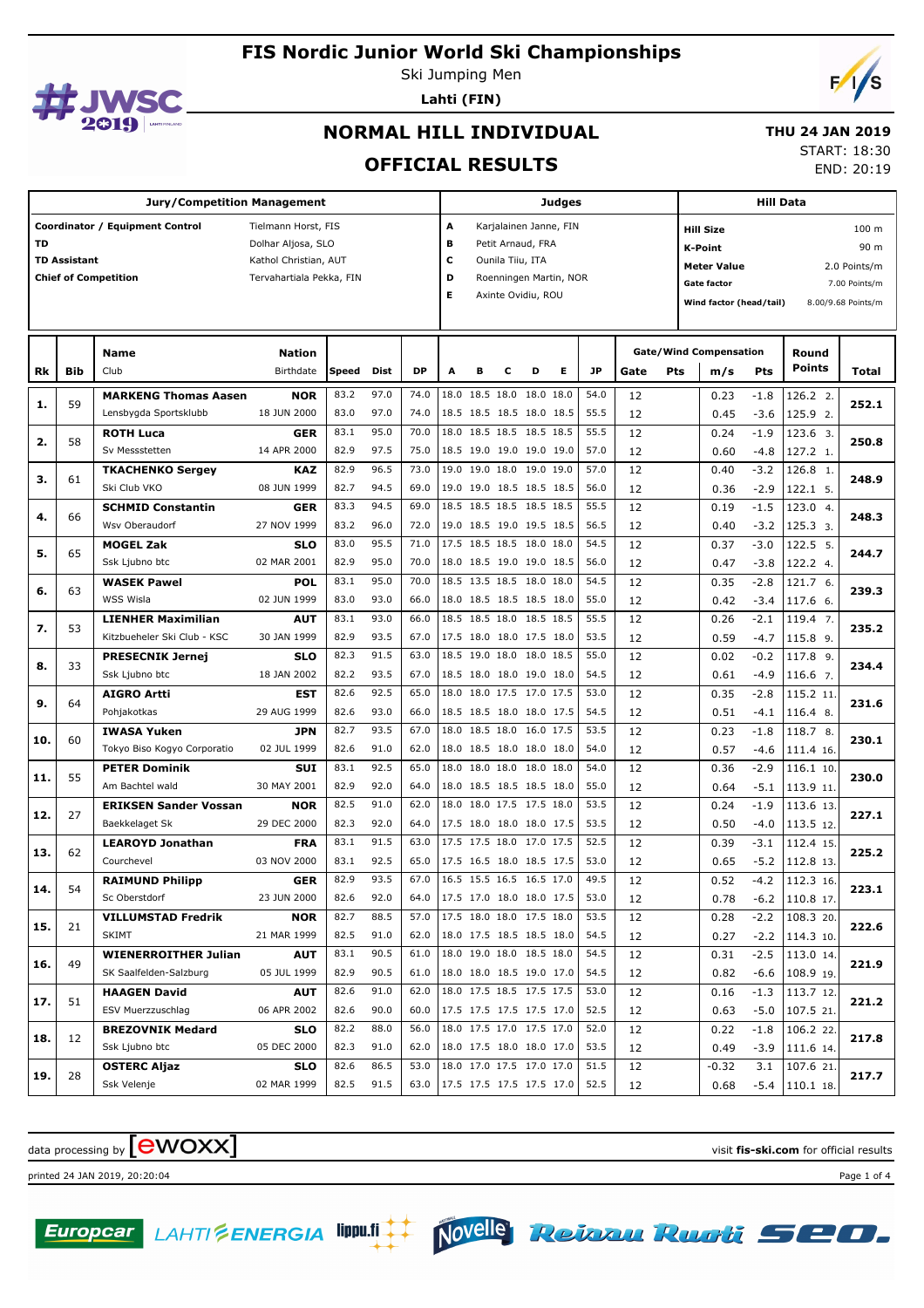# FIS Nordic Junior World Ski Championships

Ski Jumping Men

**Lahti (FIN)**

## NORMAL HILL INDIVIDUAL

## OFFICIAL RESULTS

**THU 24 JAN 2019**

START: 18:30

END: 20:19

| Jury/Competition Management | |
|---|---|
| **Coordinator / Equipment Control** | Tielmann Horst, FIS |
| **TD** | Dolhar Aljosa, SLO |
| **TD Assistant** | Kathol Christian, AUT |
| **Chief of Competition** | Tervahartiala Pekka, FIN |

| Judges | |
|---|---|
| **A** | Karjalainen Janne, FIN |
| **B** | Petit Arnaud, FRA |
| **C** | Ounila Tiiu, ITA |
| **D** | Roenningen Martin, NOR |
| **E** | Axinte Ovidiu, ROU |

| Hill Data | |
|---|---|
| **Hill Size** | 100 m |
| **K-Point** | 90 m |
| **Meter Value** | 2.0 Points/m |
| **Gate factor** | 7.00 Points/m |
| **Wind factor (head/tail)** | 8.00/9.68 Points/m |

| Rk | Bib | Name / Club | Nation / Birthdate | Speed | Dist | DP | A | B | C | D | E | JP | Gate | Pts | m/s | Pts | Round Points | Total |
|---|---|---|---|---|---|---|---|---|---|---|---|---|---|---|---|---|---|---|
| 1. | 59 | **MARKENG Thomas Aasen** | **NOR** | 83.2 | 97.0 | 74.0 | 18.0 | 18.5 | 18.0 | 18.0 | 18.0 | 54.0 | 12 | | 0.23 | -1.8 | 126.2 2. | 252.1 |
| | | Lensbygda Sportsklubb | 18 JUN 2000 | 83.0 | 97.0 | 74.0 | 18.5 | 18.5 | 18.5 | 18.0 | 18.5 | 55.5 | 12 | | 0.45 | -3.6 | 125.9 2. | |
| 2. | 58 | **ROTH Luca** | **GER** | 83.1 | 95.0 | 70.0 | 18.0 | 18.5 | 18.5 | 18.5 | 18.5 | 55.5 | 12 | | 0.24 | -1.9 | 123.6 3. | 250.8 |
| | | Sv Messstetten | 14 APR 2000 | 82.9 | 97.5 | 75.0 | 18.5 | 19.0 | 19.0 | 19.0 | 19.0 | 57.0 | 12 | | 0.60 | -4.8 | 127.2 1. | |
| 3. | 61 | **TKACHENKO Sergey** | **KAZ** | 82.9 | 96.5 | 73.0 | 19.0 | 19.0 | 18.0 | 19.0 | 19.0 | 57.0 | 12 | | 0.40 | -3.2 | 126.8 1. | 248.9 |
| | | Ski Club VKO | 08 JUN 1999 | 82.7 | 94.5 | 69.0 | 19.0 | 19.0 | 18.5 | 18.5 | 18.5 | 56.0 | 12 | | 0.36 | -2.9 | 122.1 5. | |
| 4. | 66 | **SCHMID Constantin** | **GER** | 83.3 | 94.5 | 69.0 | 18.5 | 18.5 | 18.5 | 18.5 | 18.5 | 55.5 | 12 | | 0.19 | -1.5 | 123.0 4. | 248.3 |
| | | Wsv Oberaudorf | 27 NOV 1999 | 83.2 | 96.0 | 72.0 | 19.0 | 18.5 | 19.0 | 19.5 | 18.5 | 56.5 | 12 | | 0.40 | -3.2 | 125.3 3. | |
| 5. | 65 | **MOGEL Zak** | **SLO** | 83.0 | 95.5 | 71.0 | 17.5 | 18.5 | 18.5 | 18.0 | 18.0 | 54.5 | 12 | | 0.37 | -3.0 | 122.5 5. | 244.7 |
| | | Ssk Ljubno btc | 02 MAR 2001 | 82.9 | 95.0 | 70.0 | 18.0 | 18.5 | 19.0 | 19.0 | 18.5 | 56.0 | 12 | | 0.47 | -3.8 | 122.2 4. | |
| 6. | 63 | **WASEK Pawel** | **POL** | 83.1 | 95.0 | 70.0 | 18.5 | 13.5 | 18.5 | 18.0 | 18.0 | 54.5 | 12 | | 0.35 | -2.8 | 121.7 6. | 239.3 |
| | | WSS Wisla | 02 JUN 1999 | 83.0 | 93.0 | 66.0 | 18.0 | 18.5 | 18.5 | 18.5 | 18.0 | 55.0 | 12 | | 0.42 | -3.4 | 117.6 6. | |
| 7. | 53 | **LIENHER Maximilian** | **AUT** | 83.1 | 93.0 | 66.0 | 18.5 | 18.5 | 18.0 | 18.5 | 18.5 | 55.5 | 12 | | 0.26 | -2.1 | 119.4 7. | 235.2 |
| | | Kitzbueheler Ski Club - KSC | 30 JAN 1999 | 82.9 | 93.5 | 67.0 | 17.5 | 18.0 | 18.0 | 17.5 | 18.0 | 53.5 | 12 | | 0.59 | -4.7 | 115.8 9. | |
| 8. | 33 | **PRESECNIK Jernej** | **SLO** | 82.3 | 91.5 | 63.0 | 18.5 | 19.0 | 18.0 | 18.0 | 18.5 | 55.0 | 12 | | 0.02 | -0.2 | 117.8 9. | 234.4 |
| | | Ssk Ljubno btc | 18 JAN 2002 | 82.2 | 93.5 | 67.0 | 18.5 | 18.0 | 18.0 | 19.0 | 18.0 | 54.5 | 12 | | 0.61 | -4.9 | 116.6 7. | |
| 9. | 64 | **AIGRO Artti** | **EST** | 82.6 | 92.5 | 65.0 | 18.0 | 18.0 | 17.5 | 17.0 | 17.5 | 53.0 | 12 | | 0.35 | -2.8 | 115.2 11. | 231.6 |
| | | Pohjakotkas | 29 AUG 1999 | 82.6 | 93.0 | 66.0 | 18.5 | 18.5 | 18.0 | 18.0 | 17.5 | 54.5 | 12 | | 0.51 | -4.1 | 116.4 8. | |
| 10. | 60 | **IWASA Yuken** | **JPN** | 82.7 | 93.5 | 67.0 | 18.0 | 18.5 | 18.0 | 16.0 | 17.5 | 53.5 | 12 | | 0.23 | -1.8 | 118.7 8. | 230.1 |
| | | Tokyo Biso Kogyo Corporatio | 02 JUL 1999 | 82.6 | 91.0 | 62.0 | 18.0 | 18.5 | 18.0 | 18.0 | 18.0 | 54.0 | 12 | | 0.57 | -4.6 | 111.4 16. | |
| 11. | 55 | **PETER Dominik** | **SUI** | 83.1 | 92.5 | 65.0 | 18.0 | 18.0 | 18.0 | 18.0 | 18.0 | 54.0 | 12 | | 0.36 | -2.9 | 116.1 10. | 230.0 |
| | | Am Bachtel wald | 30 MAY 2001 | 82.9 | 92.0 | 64.0 | 18.0 | 18.5 | 18.5 | 18.5 | 18.0 | 55.0 | 12 | | 0.64 | -5.1 | 113.9 11. | |
| 12. | 27 | **ERIKSEN Sander Vossan** | **NOR** | 82.5 | 91.0 | 62.0 | 18.0 | 18.0 | 17.5 | 17.5 | 18.0 | 53.5 | 12 | | 0.24 | -1.9 | 113.6 13. | 227.1 |
| | | Baekkelaget Sk | 29 DEC 2000 | 82.3 | 92.0 | 64.0 | 17.5 | 18.0 | 18.0 | 18.0 | 17.5 | 53.5 | 12 | | 0.50 | -4.0 | 113.5 12. | |
| 13. | 62 | **LEAROYD Jonathan** | **FRA** | 83.1 | 91.5 | 63.0 | 17.5 | 17.5 | 18.0 | 17.0 | 17.5 | 52.5 | 12 | | 0.39 | -3.1 | 112.4 15. | 225.2 |
| | | Courchevel | 03 NOV 2000 | 83.1 | 92.5 | 65.0 | 17.5 | 16.5 | 18.0 | 18.5 | 17.5 | 53.0 | 12 | | 0.65 | -5.2 | 112.8 13. | |
| 14. | 54 | **RAIMUND Philipp** | **GER** | 82.9 | 93.5 | 67.0 | 16.5 | 15.5 | 16.5 | 16.5 | 17.0 | 49.5 | 12 | | 0.52 | -4.2 | 112.3 16. | 223.1 |
| | | Sc Oberstdorf | 23 JUN 2000 | 82.6 | 92.0 | 64.0 | 17.5 | 17.0 | 18.0 | 18.0 | 17.5 | 53.0 | 12 | | 0.78 | -6.2 | 110.8 17. | |
| 15. | 21 | **VILLUMSTAD Fredrik** | **NOR** | 82.7 | 88.5 | 57.0 | 17.5 | 18.0 | 18.0 | 17.5 | 18.0 | 53.5 | 12 | | 0.28 | -2.2 | 108.3 20. | 222.6 |
| | | SKIMT | 21 MAR 1999 | 82.5 | 91.0 | 62.0 | 18.0 | 17.5 | 18.5 | 18.5 | 18.0 | 54.5 | 12 | | 0.27 | -2.2 | 114.3 10. | |
| 16. | 49 | **WIENERROITHER Julian** | **AUT** | 83.1 | 90.5 | 61.0 | 18.0 | 19.0 | 18.0 | 18.5 | 18.0 | 54.5 | 12 | | 0.31 | -2.5 | 113.0 14. | 221.9 |
| | | SK Saalfelden-Salzburg | 05 JUL 1999 | 82.9 | 90.5 | 61.0 | 18.0 | 18.0 | 18.5 | 19.0 | 17.0 | 54.5 | 12 | | 0.82 | -6.6 | 108.9 19. | |
| 17. | 51 | **HAAGEN David** | **AUT** | 82.6 | 91.0 | 62.0 | 18.0 | 17.5 | 18.5 | 17.5 | 17.5 | 53.0 | 12 | | 0.16 | -1.3 | 113.7 12. | 221.2 |
| | | ESV Muerzzuschlag | 06 APR 2002 | 82.6 | 90.0 | 60.0 | 17.5 | 17.5 | 17.5 | 17.5 | 17.0 | 52.5 | 12 | | 0.63 | -5.0 | 107.5 21. | |
| 18. | 12 | **BREZOVNIK Medard** | **SLO** | 82.2 | 88.0 | 56.0 | 18.0 | 17.5 | 17.0 | 17.5 | 17.0 | 52.0 | 12 | | 0.22 | -1.8 | 106.2 22. | 217.8 |
| | | Ssk Ljubno btc | 05 DEC 2000 | 82.3 | 91.0 | 62.0 | 18.0 | 17.5 | 18.0 | 18.0 | 17.0 | 53.5 | 12 | | 0.49 | -3.9 | 111.6 14. | |
| 19. | 28 | **OSTERC Aljaz** | **SLO** | 82.6 | 86.5 | 53.0 | 18.0 | 17.0 | 17.5 | 17.0 | 17.0 | 51.5 | 12 | | -0.32 | 3.1 | 107.6 21. | 217.7 |
| | | Ssk Velenje | 02 MAR 1999 | 82.5 | 91.5 | 63.0 | 17.5 | 17.5 | 17.5 | 17.5 | 17.0 | 52.5 | 12 | | 0.68 | -5.4 | 110.1 18. | |

data processing by ewoxx — visit **fis-ski.com** for official results

printed 24 JAN 2019, 20:20:04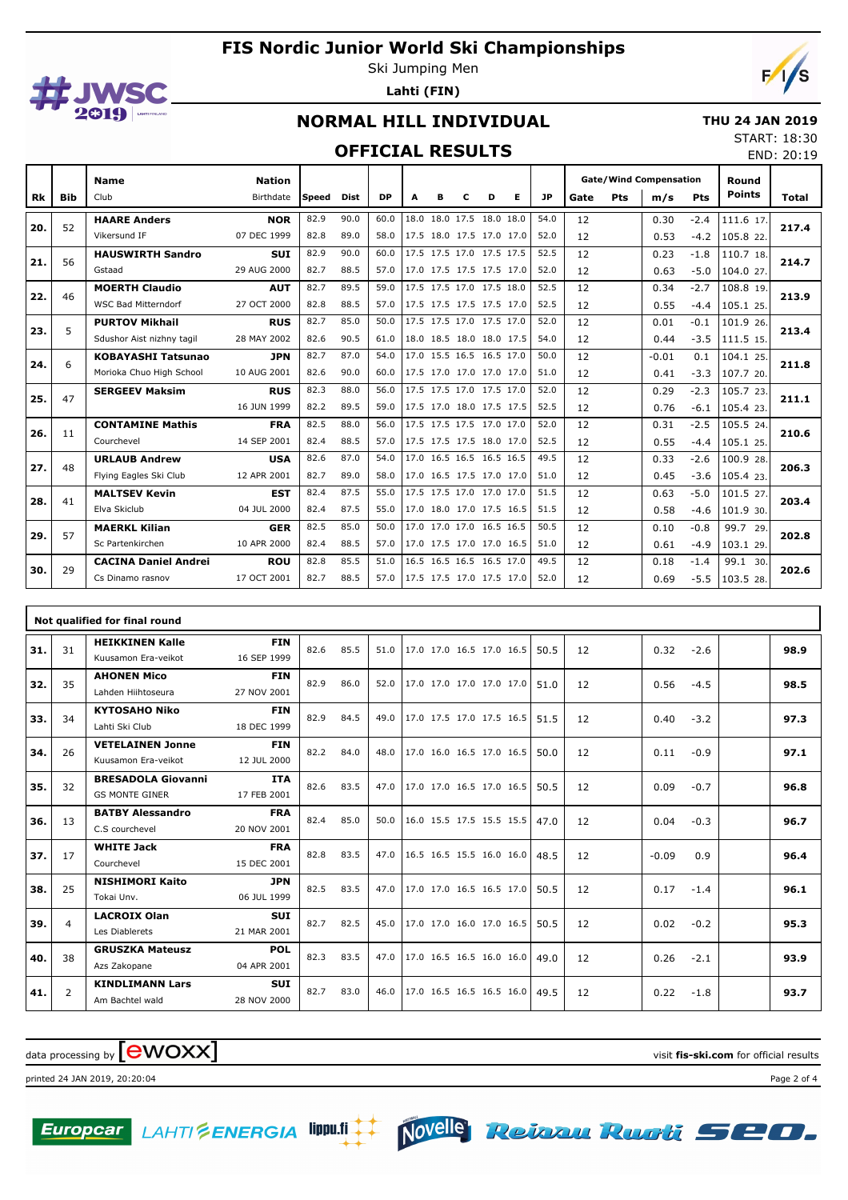# FIS Nordic Junior World Ski Championships

Ski Jumping Men

**Lahti (FIN)**

## NORMAL HILL INDIVIDUAL

**THU 24 JAN 2019**

START: 18:30
END: 20:19

## OFFICIAL RESULTS

| Rk | Bib | Name / Club | Nation / Birthdate | Speed | Dist | DP | A | B | C | D | E | JP | Gate | Pts | m/s | Pts | Round Points | Total |
|---|---|---|---|---|---|---|---|---|---|---|---|---|---|---|---|---|---|---|
| 20. | 52 | **HAARE Anders** | **NOR** | 82.9 | 90.0 | 60.0 | 18.0 | 18.0 | 17.5 | 18.0 | 18.0 | 54.0 | 12 | | 0.30 | -2.4 | 111.6 17. | **217.4** |
| | | Vikersund IF | 07 DEC 1999 | 82.8 | 89.0 | 58.0 | 17.5 | 18.0 | 17.5 | 17.0 | 17.0 | 52.0 | 12 | | 0.53 | -4.2 | 105.8 22. | |
| 21. | 56 | **HAUSWIRTH Sandro** | **SUI** | 82.9 | 90.0 | 60.0 | 17.5 | 17.5 | 17.0 | 17.5 | 17.5 | 52.5 | 12 | | 0.23 | -1.8 | 110.7 18. | **214.7** |
| | | Gstaad | 29 AUG 2000 | 82.7 | 88.5 | 57.0 | 17.0 | 17.5 | 17.5 | 17.5 | 17.0 | 52.0 | 12 | | 0.63 | -5.0 | 104.0 27. | |
| 22. | 46 | **MOERTH Claudio** | **AUT** | 82.7 | 89.5 | 59.0 | 17.5 | 17.5 | 17.0 | 17.5 | 18.0 | 52.5 | 12 | | 0.34 | -2.7 | 108.8 19. | **213.9** |
| | | WSC Bad Mitterndorf | 27 OCT 2000 | 82.8 | 88.5 | 57.0 | 17.5 | 17.5 | 17.5 | 17.5 | 17.0 | 52.5 | 12 | | 0.55 | -4.4 | 105.1 25. | |
| 23. | 5 | **PURTOV Mikhail** | **RUS** | 82.7 | 85.0 | 50.0 | 17.5 | 17.5 | 17.0 | 17.5 | 17.0 | 52.0 | 12 | | 0.01 | -0.1 | 101.9 26. | **213.4** |
| | | Sdushor Aist nizhny tagil | 28 MAY 2002 | 82.6 | 90.5 | 61.0 | 18.0 | 18.5 | 18.0 | 18.0 | 17.5 | 54.0 | 12 | | 0.44 | -3.5 | 111.5 15. | |
| 24. | 6 | **KOBAYASHI Tatsunao** | **JPN** | 82.7 | 87.0 | 54.0 | 17.0 | 15.5 | 16.5 | 16.5 | 17.0 | 50.0 | 12 | | -0.01 | 0.1 | 104.1 25. | **211.8** |
| | | Morioka Chuo High School | 10 AUG 2001 | 82.6 | 90.0 | 60.0 | 17.5 | 17.0 | 17.0 | 17.0 | 17.0 | 51.0 | 12 | | 0.41 | -3.3 | 107.7 20. | |
| 25. | 47 | **SERGEEV Maksim** | **RUS** | 82.3 | 88.0 | 56.0 | 17.5 | 17.5 | 17.0 | 17.5 | 17.0 | 52.0 | 12 | | 0.29 | -2.3 | 105.7 23. | **211.1** |
| | | | 16 JUN 1999 | 82.2 | 89.5 | 59.0 | 17.5 | 17.0 | 18.0 | 17.5 | 17.5 | 52.5 | 12 | | 0.76 | -6.1 | 105.4 23. | |
| 26. | 11 | **CONTAMINE Mathis** | **FRA** | 82.5 | 88.0 | 56.0 | 17.5 | 17.5 | 17.5 | 17.0 | 17.0 | 52.0 | 12 | | 0.31 | -2.5 | 105.5 24. | **210.6** |
| | | Courchevel | 14 SEP 2001 | 82.4 | 88.5 | 57.0 | 17.5 | 17.5 | 17.5 | 18.0 | 17.0 | 52.5 | 12 | | 0.55 | -4.4 | 105.1 25. | |
| 27. | 48 | **URLAUB Andrew** | **USA** | 82.6 | 87.0 | 54.0 | 17.0 | 16.5 | 16.5 | 16.5 | 16.5 | 49.5 | 12 | | 0.33 | -2.6 | 100.9 28. | **206.3** |
| | | Flying Eagles Ski Club | 12 APR 2001 | 82.7 | 89.0 | 58.0 | 17.0 | 16.5 | 17.5 | 17.0 | 17.0 | 51.0 | 12 | | 0.45 | -3.6 | 105.4 23. | |
| 28. | 41 | **MALTSEV Kevin** | **EST** | 82.4 | 87.5 | 55.0 | 17.5 | 17.5 | 17.0 | 17.0 | 17.0 | 51.5 | 12 | | 0.63 | -5.0 | 101.5 27. | **203.4** |
| | | Elva Skiclub | 04 JUL 2000 | 82.4 | 87.5 | 55.0 | 17.0 | 18.0 | 17.0 | 17.5 | 16.5 | 51.5 | 12 | | 0.58 | -4.6 | 101.9 30. | |
| 29. | 57 | **MAERKL Kilian** | **GER** | 82.5 | 85.0 | 50.0 | 17.0 | 17.0 | 17.0 | 16.5 | 16.5 | 50.5 | 12 | | 0.10 | -0.8 | 99.7 29. | **202.8** |
| | | Sc Partenkirchen | 10 APR 2000 | 82.4 | 88.5 | 57.0 | 17.0 | 17.5 | 17.0 | 17.0 | 16.5 | 51.0 | 12 | | 0.61 | -4.9 | 103.1 29. | |
| 30. | 29 | **CACINA Daniel Andrei** | **ROU** | 82.8 | 85.5 | 51.0 | 16.5 | 16.5 | 16.5 | 16.5 | 17.0 | 49.5 | 12 | | 0.18 | -1.4 | 99.1 30. | **202.6** |
| | | Cs Dinamo rasnov | 17 OCT 2001 | 82.7 | 88.5 | 57.0 | 17.5 | 17.5 | 17.0 | 17.5 | 17.0 | 52.0 | 12 | | 0.69 | -5.5 | 103.5 28. | |

**Not qualified for final round**

| Rk | Bib | Name / Club | Nation / Birthdate | Speed | Dist | DP | A | B | C | D | E | JP | Gate | Pts | m/s | Pts | Round Points | Total |
|---|---|---|---|---|---|---|---|---|---|---|---|---|---|---|---|---|---|---|
| 31. | 31 | **HEIKKINEN Kalle** / Kuusamon Era-veikot | **FIN** / 16 SEP 1999 | 82.6 | 85.5 | 51.0 | 17.0 | 17.0 | 16.5 | 17.0 | 16.5 | 50.5 | 12 | | 0.32 | -2.6 | | **98.9** |
| 32. | 35 | **AHONEN Mico** / Lahden Hiihtoseura | **FIN** / 27 NOV 2001 | 82.9 | 86.0 | 52.0 | 17.0 | 17.0 | 17.0 | 17.0 | 17.0 | 51.0 | 12 | | 0.56 | -4.5 | | **98.5** |
| 33. | 34 | **KYTOSAHO Niko** / Lahti Ski Club | **FIN** / 18 DEC 1999 | 82.9 | 84.5 | 49.0 | 17.0 | 17.5 | 17.0 | 17.5 | 16.5 | 51.5 | 12 | | 0.40 | -3.2 | | **97.3** |
| 34. | 26 | **VETELAINEN Jonne** / Kuusamon Era-veikot | **FIN** / 12 JUL 2000 | 82.2 | 84.0 | 48.0 | 17.0 | 16.0 | 16.5 | 17.0 | 16.5 | 50.0 | 12 | | 0.11 | -0.9 | | **97.1** |
| 35. | 32 | **BRESADOLA Giovanni** / GS MONTE GINER | **ITA** / 17 FEB 2001 | 82.6 | 83.5 | 47.0 | 17.0 | 17.0 | 16.5 | 17.0 | 16.5 | 50.5 | 12 | | 0.09 | -0.7 | | **96.8** |
| 36. | 13 | **BATBY Alessandro** / C.S courchevel | **FRA** / 20 NOV 2001 | 82.4 | 85.0 | 50.0 | 16.0 | 15.5 | 17.5 | 15.5 | 15.5 | 47.0 | 12 | | 0.04 | -0.3 | | **96.7** |
| 37. | 17 | **WHITE Jack** / Courchevel | **FRA** / 15 DEC 2001 | 82.8 | 83.5 | 47.0 | 16.5 | 16.5 | 15.5 | 16.0 | 16.0 | 48.5 | 12 | | -0.09 | 0.9 | | **96.4** |
| 38. | 25 | **NISHIMORI Kaito** / Tokai Unv. | **JPN** / 06 JUL 1999 | 82.5 | 83.5 | 47.0 | 17.0 | 17.0 | 16.5 | 16.5 | 17.0 | 50.5 | 12 | | 0.17 | -1.4 | | **96.1** |
| 39. | 4 | **LACROIX Olan** / Les Diablerets | **SUI** / 21 MAR 2001 | 82.7 | 82.5 | 45.0 | 17.0 | 17.0 | 16.0 | 17.0 | 16.5 | 50.5 | 12 | | 0.02 | -0.2 | | **95.3** |
| 40. | 38 | **GRUSZKA Mateusz** / Azs Zakopane | **POL** / 04 APR 2001 | 82.3 | 83.5 | 47.0 | 17.0 | 16.5 | 16.5 | 16.0 | 16.0 | 49.0 | 12 | | 0.26 | -2.1 | | **93.9** |
| 41. | 2 | **KINDLIMANN Lars** / Am Bachtel wald | **SUI** / 28 NOV 2000 | 82.7 | 83.0 | 46.0 | 17.0 | 16.5 | 16.5 | 16.5 | 16.0 | 49.5 | 12 | | 0.22 | -1.8 | | **93.7** |

data processing by ewoxx — visit **fis-ski.com** for official results

printed 24 JAN 2019, 20:20:04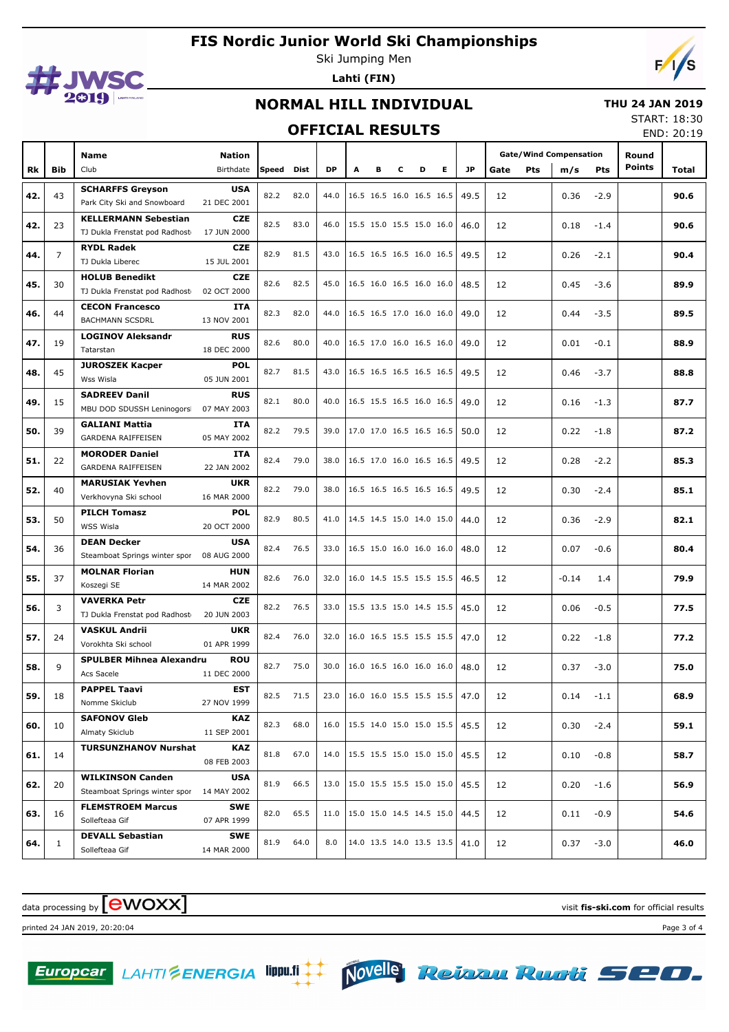# FIS Nordic Junior World Ski Championships

Ski Jumping Men

**Lahti (FIN)**

## NORMAL HILL INDIVIDUAL

## OFFICIAL RESULTS

**THU 24 JAN 2019**

START: 18:30
END: 20:19

| Rk | Bib | Name / Club | Nation / Birthdate | Speed | Dist | DP | A | B | C | D | E | JP | Gate | Pts | m/s | Pts | Round Points | Total |
|---|---|---|---|---|---|---|---|---|---|---|---|---|---|---|---|---|---|---|
| 42. | 43 | **SCHARFFS Greyson** Park City Ski and Snowboard | **USA** 21 DEC 2001 | 82.2 | 82.0 | 44.0 | 16.5 | 16.5 | 16.0 | 16.5 | 16.5 | 49.5 | 12 | | 0.36 | -2.9 | | **90.6** |
| 42. | 23 | **KELLERMANN Sebastian** TJ Dukla Frenstat pod Radhost | **CZE** 17 JUN 2000 | 82.5 | 83.0 | 46.0 | 15.5 | 15.0 | 15.5 | 15.0 | 16.0 | 46.0 | 12 | | 0.18 | -1.4 | | **90.6** |
| 44. | 7 | **RYDL Radek** TJ Dukla Liberec | **CZE** 15 JUL 2001 | 82.9 | 81.5 | 43.0 | 16.5 | 16.5 | 16.5 | 16.0 | 16.5 | 49.5 | 12 | | 0.26 | -2.1 | | **90.4** |
| 45. | 30 | **HOLUB Benedikt** TJ Dukla Frenstat pod Radhost | **CZE** 02 OCT 2000 | 82.6 | 82.5 | 45.0 | 16.5 | 16.0 | 16.5 | 16.0 | 16.0 | 48.5 | 12 | | 0.45 | -3.6 | | **89.9** |
| 46. | 44 | **CECON Francesco** BACHMANN SCSDRL | **ITA** 13 NOV 2001 | 82.3 | 82.0 | 44.0 | 16.5 | 16.5 | 17.0 | 16.0 | 16.0 | 49.0 | 12 | | 0.44 | -3.5 | | **89.5** |
| 47. | 19 | **LOGINOV Aleksandr** Tatarstan | **RUS** 18 DEC 2000 | 82.6 | 80.0 | 40.0 | 16.5 | 17.0 | 16.0 | 16.5 | 16.0 | 49.0 | 12 | | 0.01 | -0.1 | | **88.9** |
| 48. | 45 | **JUROSZEK Kacper** Wss Wisla | **POL** 05 JUN 2001 | 82.7 | 81.5 | 43.0 | 16.5 | 16.5 | 16.5 | 16.5 | 16.5 | 49.5 | 12 | | 0.46 | -3.7 | | **88.8** |
| 49. | 15 | **SADREEV Danil** MBU DOD SDUSSH Leninogorsk | **RUS** 07 MAY 2003 | 82.1 | 80.0 | 40.0 | 16.5 | 15.5 | 16.5 | 16.0 | 16.5 | 49.0 | 12 | | 0.16 | -1.3 | | **87.7** |
| 50. | 39 | **GALIANI Mattia** GARDENA RAIFFEISEN | **ITA** 05 MAY 2002 | 82.2 | 79.5 | 39.0 | 17.0 | 17.0 | 16.5 | 16.5 | 16.5 | 50.0 | 12 | | 0.22 | -1.8 | | **87.2** |
| 51. | 22 | **MORODER Daniel** GARDENA RAIFFEISEN | **ITA** 22 JAN 2002 | 82.4 | 79.0 | 38.0 | 16.5 | 17.0 | 16.0 | 16.5 | 16.5 | 49.5 | 12 | | 0.28 | -2.2 | | **85.3** |
| 52. | 40 | **MARUSIAK Yevhen** Verkhovyna Ski school | **UKR** 16 MAR 2000 | 82.2 | 79.0 | 38.0 | 16.5 | 16.5 | 16.5 | 16.5 | 16.5 | 49.5 | 12 | | 0.30 | -2.4 | | **85.1** |
| 53. | 50 | **PILCH Tomasz** WSS Wisla | **POL** 20 OCT 2000 | 82.9 | 80.5 | 41.0 | 14.5 | 14.5 | 15.0 | 14.0 | 15.0 | 44.0 | 12 | | 0.36 | -2.9 | | **82.1** |
| 54. | 36 | **DEAN Decker** Steamboat Springs winter spor | **USA** 08 AUG 2000 | 82.4 | 76.5 | 33.0 | 16.5 | 15.0 | 16.0 | 16.0 | 16.0 | 48.0 | 12 | | 0.07 | -0.6 | | **80.4** |
| 55. | 37 | **MOLNAR Florian** Koszegi SE | **HUN** 14 MAR 2002 | 82.6 | 76.0 | 32.0 | 16.0 | 14.5 | 15.5 | 15.5 | 15.5 | 46.5 | 12 | | -0.14 | 1.4 | | **79.9** |
| 56. | 3 | **VAVERKA Petr** TJ Dukla Frenstat pod Radhost | **CZE** 20 JUN 2003 | 82.2 | 76.5 | 33.0 | 15.5 | 13.5 | 15.0 | 14.5 | 15.5 | 45.0 | 12 | | 0.06 | -0.5 | | **77.5** |
| 57. | 24 | **VASKUL Andrii** Vorokhta Ski school | **UKR** 01 APR 1999 | 82.4 | 76.0 | 32.0 | 16.0 | 16.5 | 15.5 | 15.5 | 15.5 | 47.0 | 12 | | 0.22 | -1.8 | | **77.2** |
| 58. | 9 | **SPULBER Mihnea Alexandru** Acs Sacele | **ROU** 11 DEC 2000 | 82.7 | 75.0 | 30.0 | 16.0 | 16.5 | 16.0 | 16.0 | 16.0 | 48.0 | 12 | | 0.37 | -3.0 | | **75.0** |
| 59. | 18 | **PAPPEL Taavi** Nomme Skiclub | **EST** 27 NOV 1999 | 82.5 | 71.5 | 23.0 | 16.0 | 16.0 | 15.5 | 15.5 | 15.5 | 47.0 | 12 | | 0.14 | -1.1 | | **68.9** |
| 60. | 10 | **SAFONOV Gleb** Almaty Skiclub | **KAZ** 11 SEP 2001 | 82.3 | 68.0 | 16.0 | 15.5 | 14.0 | 15.0 | 15.0 | 15.5 | 45.5 | 12 | | 0.30 | -2.4 | | **59.1** |
| 61. | 14 | **TURSUNZHANOV Nurshat** | **KAZ** 08 FEB 2003 | 81.8 | 67.0 | 14.0 | 15.5 | 15.5 | 15.0 | 15.0 | 15.0 | 45.5 | 12 | | 0.10 | -0.8 | | **58.7** |
| 62. | 20 | **WILKINSON Canden** Steamboat Springs winter spor | **USA** 14 MAY 2002 | 81.9 | 66.5 | 13.0 | 15.0 | 15.5 | 15.5 | 15.0 | 15.0 | 45.5 | 12 | | 0.20 | -1.6 | | **56.9** |
| 63. | 16 | **FLEMSTROEM Marcus** Sollefteaa Gif | **SWE** 07 APR 1999 | 82.0 | 65.5 | 11.0 | 15.0 | 15.0 | 14.5 | 14.5 | 15.0 | 44.5 | 12 | | 0.11 | -0.9 | | **54.6** |
| 64. | 1 | **DEVALL Sebastian** Sollefteaa Gif | **SWE** 14 MAR 2000 | 81.9 | 64.0 | 8.0 | 14.0 | 13.5 | 14.0 | 13.5 | 13.5 | 41.0 | 12 | | 0.37 | -3.0 | | **46.0** |

data processing by ewoxx — visit **fis-ski.com** for official results

printed 24 JAN 2019, 20:20:04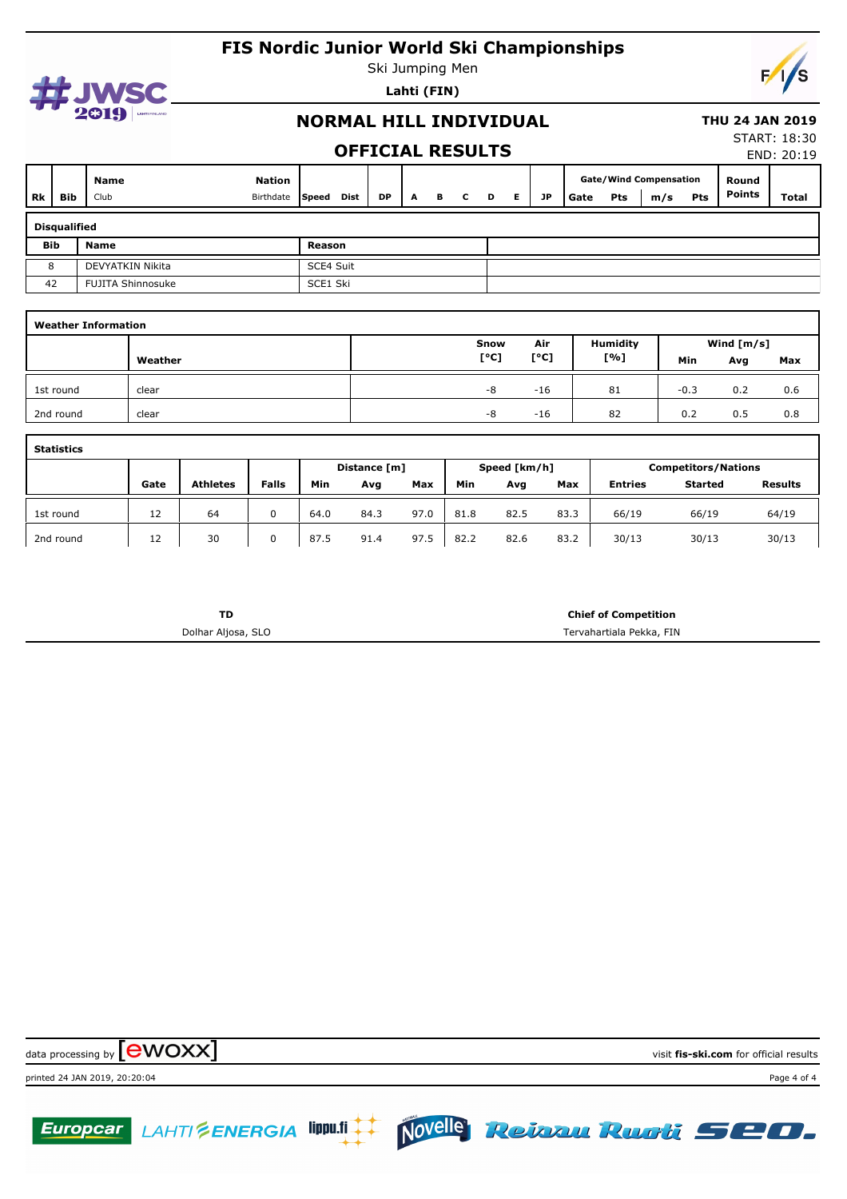# FIS Nordic Junior World Ski Championships

Ski Jumping Men

**Lahti (FIN)**

## NORMAL HILL INDIVIDUAL

## OFFICIAL RESULTS

**THU 24 JAN 2019**
START: 18:30
END: 20:19

| Rk | Bib | Name / Club | Nation / Birthdate | Speed | Dist | DP | A | B | C | D | E | JP | Gate/Wind Compensation: Gate | Pts | m/s | Pts | Round Points | Total |
|---|---|---|---|---|---|---|---|---|---|---|---|---|---|---|---|---|---|---|

### Disqualified

| Bib | Name | Reason |
|---|---|---|
| 8 | DEVYATKIN Nikita | SCE4 Suit |
| 42 | FUJITA Shinnosuke | SCE1 Ski |

### Weather Information

| | Weather | Snow [°C] | Air [°C] | Humidity [%] | Wind [m/s] Min | Avg | Max |
|---|---|---|---|---|---|---|---|
| 1st round | clear | -8 | -16 | 81 | -0.3 | 0.2 | 0.6 |
| 2nd round | clear | -8 | -16 | 82 | 0.2 | 0.5 | 0.8 |

### Statistics

| | Gate | Athletes | Falls | Distance [m] Min | Avg | Max | Speed [km/h] Min | Avg | Max | Competitors/Nations Entries | Started | Results |
|---|---|---|---|---|---|---|---|---|---|---|---|---|
| 1st round | 12 | 64 | 0 | 64.0 | 84.3 | 97.0 | 81.8 | 82.5 | 83.3 | 66/19 | 66/19 | 64/19 |
| 2nd round | 12 | 30 | 0 | 87.5 | 91.4 | 97.5 | 82.2 | 82.6 | 83.2 | 30/13 | 30/13 | 30/13 |

**TD**
Dolhar Aljosa, SLO

**Chief of Competition**
Tervahartiala Pekka, FIN

data processing by ewoxx

visit **fis-ski.com** for official results

printed 24 JAN 2019, 20:20:04